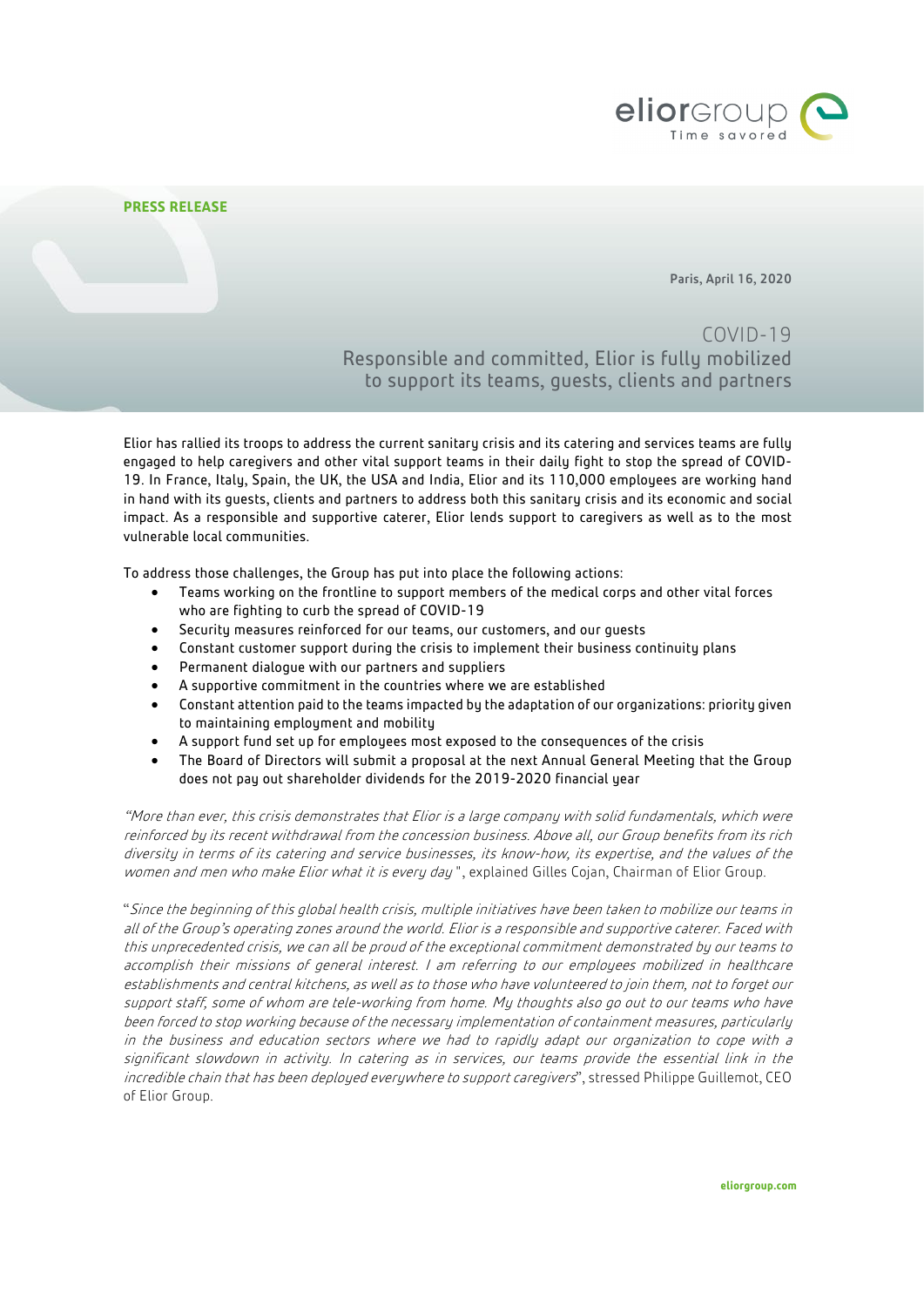**PRESS RELEASE**

Paris, April 16, 2020

# COVID-19
## Responsible and committed, Elior is fully mobilized to support its teams, guests, clients and partners

Elior has rallied its troops to address the current sanitary crisis and its catering and services teams are fully engaged to help caregivers and other vital support teams in their daily fight to stop the spread of COVID-19. In France, Italy, Spain, the UK, the USA and India, Elior and its 110,000 employees are working hand in hand with its guests, clients and partners to address both this sanitary crisis and its economic and social impact. As a responsible and supportive caterer, Elior lends support to caregivers as well as to the most vulnerable local communities.

To address those challenges, the Group has put into place the following actions:

- Teams working on the frontline to support members of the medical corps and other vital forces who are fighting to curb the spread of COVID-19
- Security measures reinforced for our teams, our customers, and our guests
- Constant customer support during the crisis to implement their business continuity plans
- Permanent dialogue with our partners and suppliers
- A supportive commitment in the countries where we are established
- Constant attention paid to the teams impacted by the adaptation of our organizations: priority given to maintaining employment and mobility
- A support fund set up for employees most exposed to the consequences of the crisis
- The Board of Directors will submit a proposal at the next Annual General Meeting that the Group does not pay out shareholder dividends for the 2019-2020 financial year

"*More than ever, this crisis demonstrates that Elior is a large company with solid fundamentals, which were reinforced by its recent withdrawal from the concession business. Above all, our Group benefits from its rich diversity in terms of its catering and service businesses, its know-how, its expertise, and the values of the women and men who make Elior what it is every day* ", explained Gilles Cojan, Chairman of Elior Group.

"*Since the beginning of this global health crisis, multiple initiatives have been taken to mobilize our teams in all of the Group's operating zones around the world. Elior is a responsible and supportive caterer. Faced with this unprecedented crisis, we can all be proud of the exceptional commitment demonstrated by our teams to accomplish their missions of general interest. I am referring to our employees mobilized in healthcare establishments and central kitchens, as well as to those who have volunteered to join them, not to forget our support staff, some of whom are tele-working from home. My thoughts also go out to our teams who have been forced to stop working because of the necessary implementation of containment measures, particularly in the business and education sectors where we had to rapidly adapt our organization to cope with a significant slowdown in activity. In catering as in services, our teams provide the essential link in the incredible chain that has been deployed everywhere to support caregivers*", stressed Philippe Guillemot, CEO of Elior Group.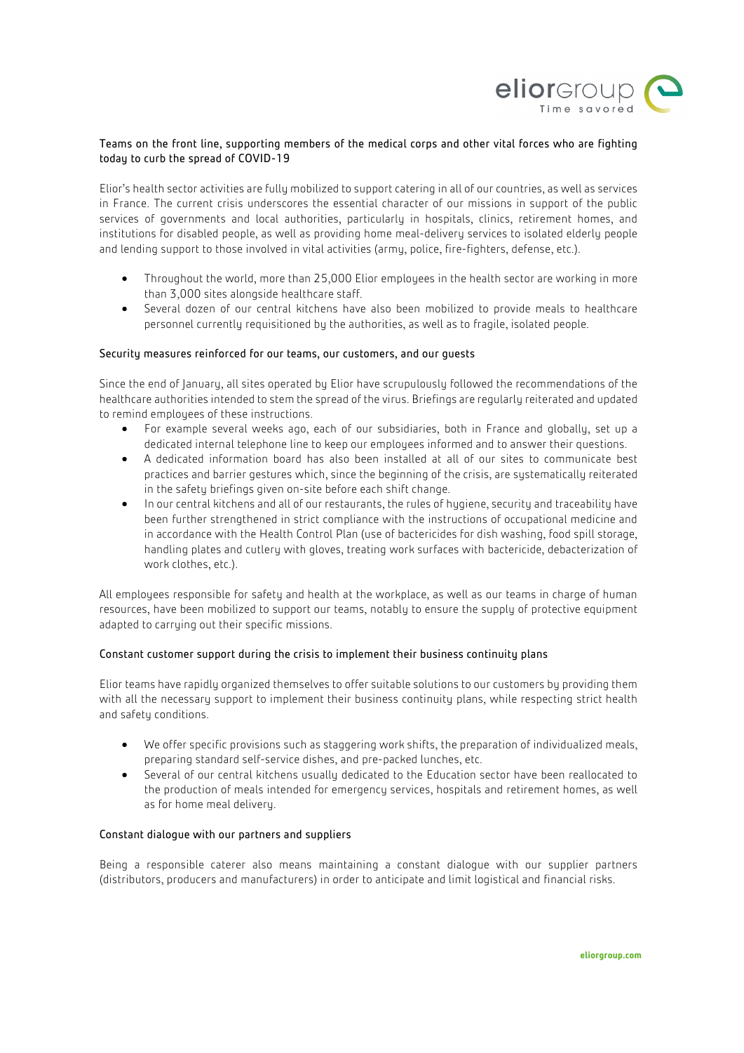### Teams on the front line, supporting members of the medical corps and other vital forces who are fighting today to curb the spread of COVID-19

Elior's health sector activities are fully mobilized to support catering in all of our countries, as well as services in France. The current crisis underscores the essential character of our missions in support of the public services of governments and local authorities, particularly in hospitals, clinics, retirement homes, and institutions for disabled people, as well as providing home meal-delivery services to isolated elderly people and lending support to those involved in vital activities (army, police, fire-fighters, defense, etc.).

- Throughout the world, more than 25,000 Elior employees in the health sector are working in more than 3,000 sites alongside healthcare staff.
- Several dozen of our central kitchens have also been mobilized to provide meals to healthcare personnel currently requisitioned by the authorities, as well as to fragile, isolated people.

### Security measures reinforced for our teams, our customers, and our guests

Since the end of January, all sites operated by Elior have scrupulously followed the recommendations of the healthcare authorities intended to stem the spread of the virus. Briefings are regularly reiterated and updated to remind employees of these instructions.

- For example several weeks ago, each of our subsidiaries, both in France and globally, set up a dedicated internal telephone line to keep our employees informed and to answer their questions.
- A dedicated information board has also been installed at all of our sites to communicate best practices and barrier gestures which, since the beginning of the crisis, are systematically reiterated in the safety briefings given on-site before each shift change.
- In our central kitchens and all of our restaurants, the rules of hygiene, security and traceability have been further strengthened in strict compliance with the instructions of occupational medicine and in accordance with the Health Control Plan (use of bactericides for dish washing, food spill storage, handling plates and cutlery with gloves, treating work surfaces with bactericide, debacterization of work clothes, etc.).

All employees responsible for safety and health at the workplace, as well as our teams in charge of human resources, have been mobilized to support our teams, notably to ensure the supply of protective equipment adapted to carrying out their specific missions.

### Constant customer support during the crisis to implement their business continuity plans

Elior teams have rapidly organized themselves to offer suitable solutions to our customers by providing them with all the necessary support to implement their business continuity plans, while respecting strict health and safety conditions.

- We offer specific provisions such as staggering work shifts, the preparation of individualized meals, preparing standard self-service dishes, and pre-packed lunches, etc.
- Several of our central kitchens usually dedicated to the Education sector have been reallocated to the production of meals intended for emergency services, hospitals and retirement homes, as well as for home meal delivery.

### Constant dialogue with our partners and suppliers

Being a responsible caterer also means maintaining a constant dialogue with our supplier partners (distributors, producers and manufacturers) in order to anticipate and limit logistical and financial risks.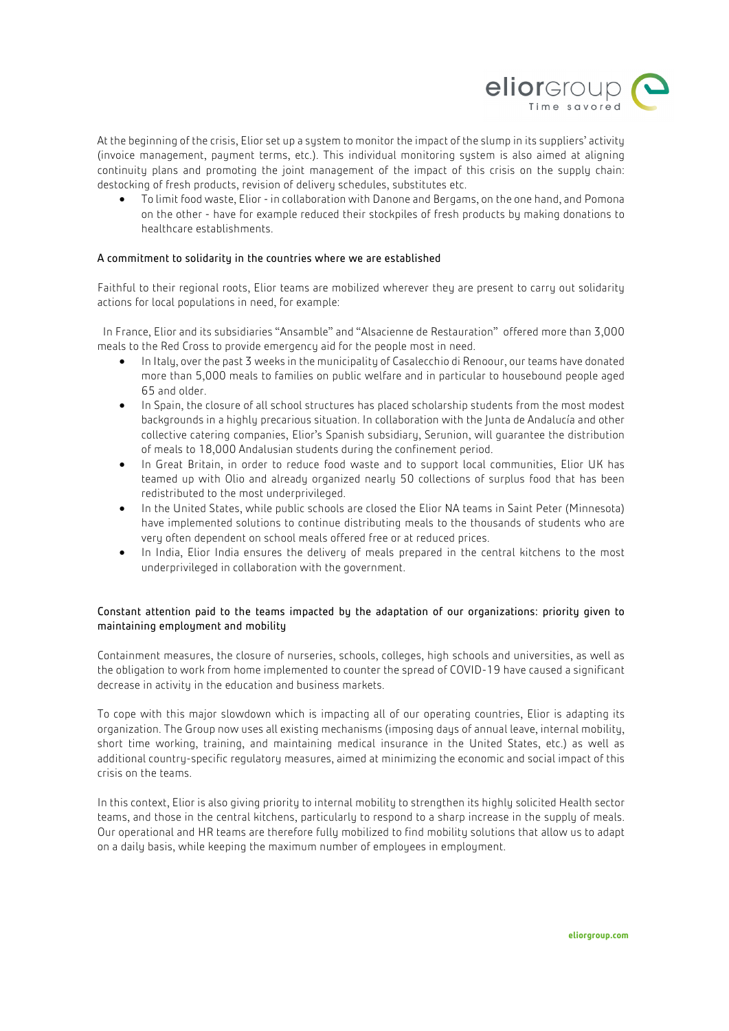At the beginning of the crisis, Elior set up a system to monitor the impact of the slump in its suppliers' activity (invoice management, payment terms, etc.). This individual monitoring system is also aimed at aligning continuity plans and promoting the joint management of the impact of this crisis on the supply chain: destocking of fresh products, revision of delivery schedules, substitutes etc.

- To limit food waste, Elior - in collaboration with Danone and Bergams, on the one hand, and Pomona on the other - have for example reduced their stockpiles of fresh products by making donations to healthcare establishments.

### A commitment to solidarity in the countries where we are established

Faithful to their regional roots, Elior teams are mobilized wherever they are present to carry out solidarity actions for local populations in need, for example:

In France, Elior and its subsidiaries "Ansamble" and "Alsacienne de Restauration" offered more than 3,000 meals to the Red Cross to provide emergency aid for the people most in need.

- In Italy, over the past 3 weeks in the municipality of Casalecchio di Renoour, our teams have donated more than 5,000 meals to families on public welfare and in particular to housebound people aged 65 and older.
- In Spain, the closure of all school structures has placed scholarship students from the most modest backgrounds in a highly precarious situation. In collaboration with the Junta de Andalucía and other collective catering companies, Elior's Spanish subsidiary, Serunion, will guarantee the distribution of meals to 18,000 Andalusian students during the confinement period.
- In Great Britain, in order to reduce food waste and to support local communities, Elior UK has teamed up with Olio and already organized nearly 50 collections of surplus food that has been redistributed to the most underprivileged.
- In the United States, while public schools are closed the Elior NA teams in Saint Peter (Minnesota) have implemented solutions to continue distributing meals to the thousands of students who are very often dependent on school meals offered free or at reduced prices.
- In India, Elior India ensures the delivery of meals prepared in the central kitchens to the most underprivileged in collaboration with the government.

### Constant attention paid to the teams impacted by the adaptation of our organizations: priority given to maintaining employment and mobility

Containment measures, the closure of nurseries, schools, colleges, high schools and universities, as well as the obligation to work from home implemented to counter the spread of COVID-19 have caused a significant decrease in activity in the education and business markets.

To cope with this major slowdown which is impacting all of our operating countries, Elior is adapting its organization. The Group now uses all existing mechanisms (imposing days of annual leave, internal mobility, short time working, training, and maintaining medical insurance in the United States, etc.) as well as additional country-specific regulatory measures, aimed at minimizing the economic and social impact of this crisis on the teams.

In this context, Elior is also giving priority to internal mobility to strengthen its highly solicited Health sector teams, and those in the central kitchens, particularly to respond to a sharp increase in the supply of meals. Our operational and HR teams are therefore fully mobilized to find mobility solutions that allow us to adapt on a daily basis, while keeping the maximum number of employees in employment.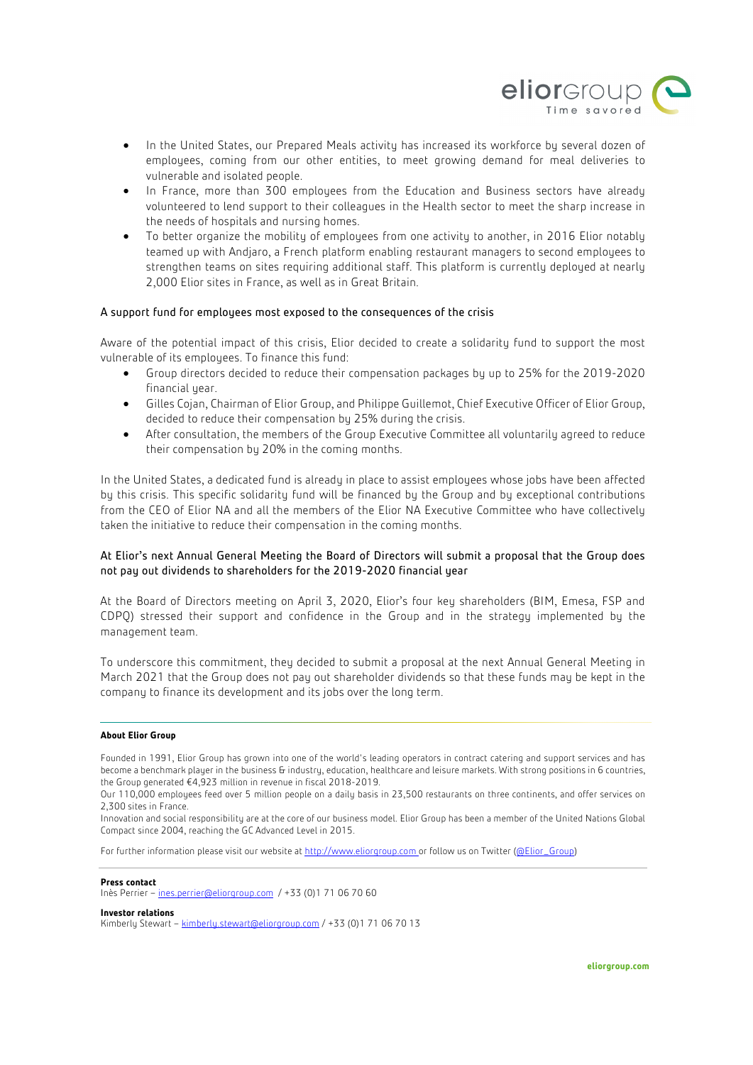- In the United States, our Prepared Meals activity has increased its workforce by several dozen of employees, coming from our other entities, to meet growing demand for meal deliveries to vulnerable and isolated people.
- In France, more than 300 employees from the Education and Business sectors have already volunteered to lend support to their colleagues in the Health sector to meet the sharp increase in the needs of hospitals and nursing homes.
- To better organize the mobility of employees from one activity to another, in 2016 Elior notably teamed up with Andjaro, a French platform enabling restaurant managers to second employees to strengthen teams on sites requiring additional staff. This platform is currently deployed at nearly 2,000 Elior sites in France, as well as in Great Britain.

## A support fund for employees most exposed to the consequences of the crisis

Aware of the potential impact of this crisis, Elior decided to create a solidarity fund to support the most vulnerable of its employees. To finance this fund:

- Group directors decided to reduce their compensation packages by up to 25% for the 2019-2020 financial year.
- Gilles Cojan, Chairman of Elior Group, and Philippe Guillemot, Chief Executive Officer of Elior Group, decided to reduce their compensation by 25% during the crisis.
- After consultation, the members of the Group Executive Committee all voluntarily agreed to reduce their compensation by 20% in the coming months.

In the United States, a dedicated fund is already in place to assist employees whose jobs have been affected by this crisis. This specific solidarity fund will be financed by the Group and by exceptional contributions from the CEO of Elior NA and all the members of the Elior NA Executive Committee who have collectively taken the initiative to reduce their compensation in the coming months.

## At Elior's next Annual General Meeting the Board of Directors will submit a proposal that the Group does not pay out dividends to shareholders for the 2019-2020 financial year

At the Board of Directors meeting on April 3, 2020, Elior's four key shareholders (BIM, Emesa, FSP and CDPQ) stressed their support and confidence in the Group and in the strategy implemented by the management team.

To underscore this commitment, they decided to submit a proposal at the next Annual General Meeting in March 2021 that the Group does not pay out shareholder dividends so that these funds may be kept in the company to finance its development and its jobs over the long term.

---

**About Elior Group**

Founded in 1991, Elior Group has grown into one of the world's leading operators in contract catering and support services and has become a benchmark player in the business & industry, education, healthcare and leisure markets. With strong positions in 6 countries, the Group generated €4,923 million in revenue in fiscal 2018-2019.

Our 110,000 employees feed over 5 million people on a daily basis in 23,500 restaurants on three continents, and offer services on 2,300 sites in France.

Innovation and social responsibility are at the core of our business model. Elior Group has been a member of the United Nations Global Compact since 2004, reaching the GC Advanced Level in 2015.

For further information please visit our website at http://www.eliorgroup.com or follow us on Twitter (@Elior_Group)

---

**Press contact**
Inès Perrier – ines.perrier@eliorgroup.com / +33 (0)1 71 06 70 60

**Investor relations**
Kimberly Stewart – kimberly.stewart@eliorgroup.com / +33 (0)1 71 06 70 13